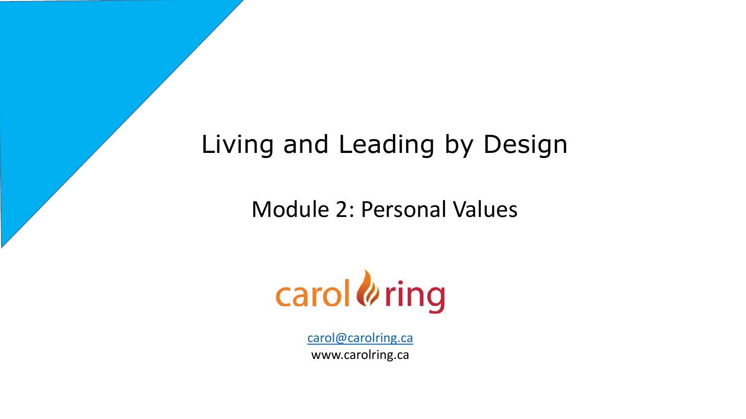# Living and Leading by Design

## Module 2: Personal Values

carol ring

carol@carolring.ca

www.carolring.ca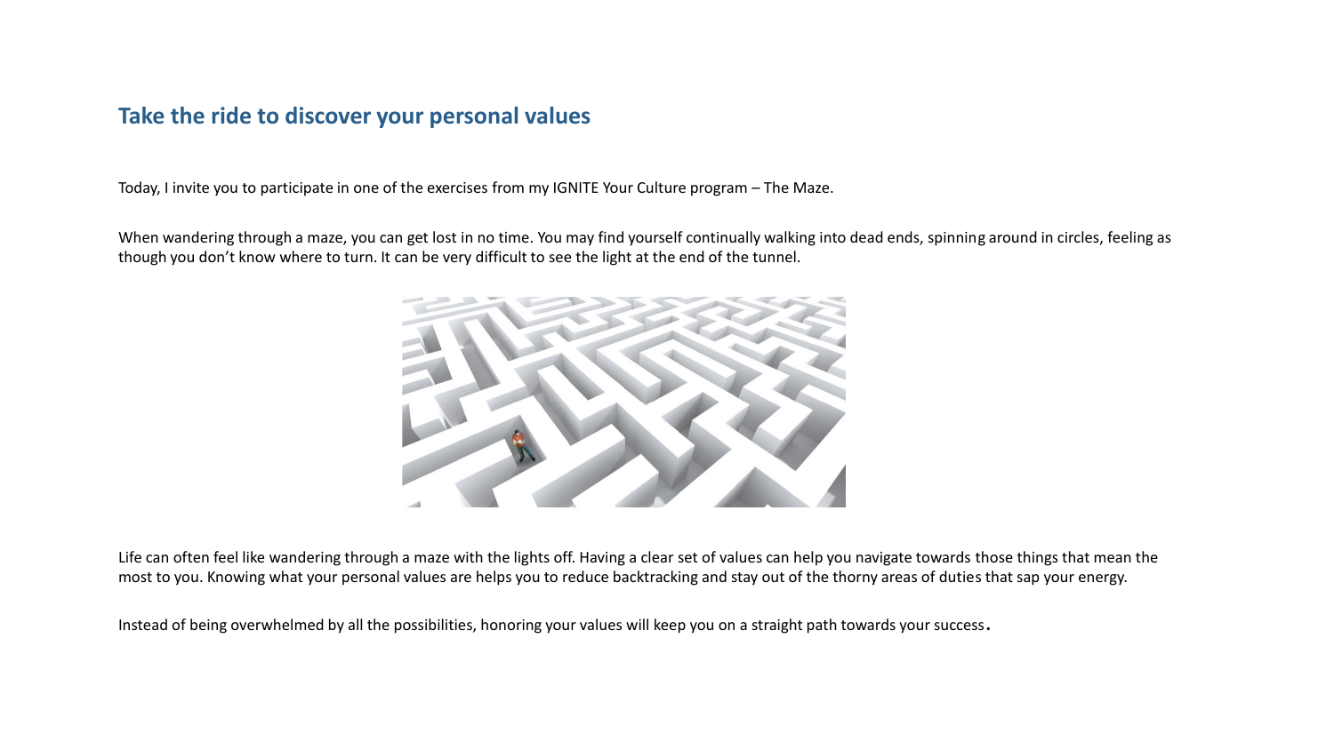## Take the ride to discover your personal values

Today, I invite you to participate in one of the exercises from my IGNITE Your Culture program – The Maze.

When wandering through a maze, you can get lost in no time. You may find yourself continually walking into dead ends, spinning around in circles, feeling as though you don't know where to turn. It can be very difficult to see the light at the end of the tunnel.

Life can often feel like wandering through a maze with the lights off. Having a clear set of values can help you navigate towards those things that mean the most to you. Knowing what your personal values are helps you to reduce backtracking and stay out of the thorny areas of duties that sap your energy.

Instead of being overwhelmed by all the possibilities, honoring your values will keep you on a straight path towards your success.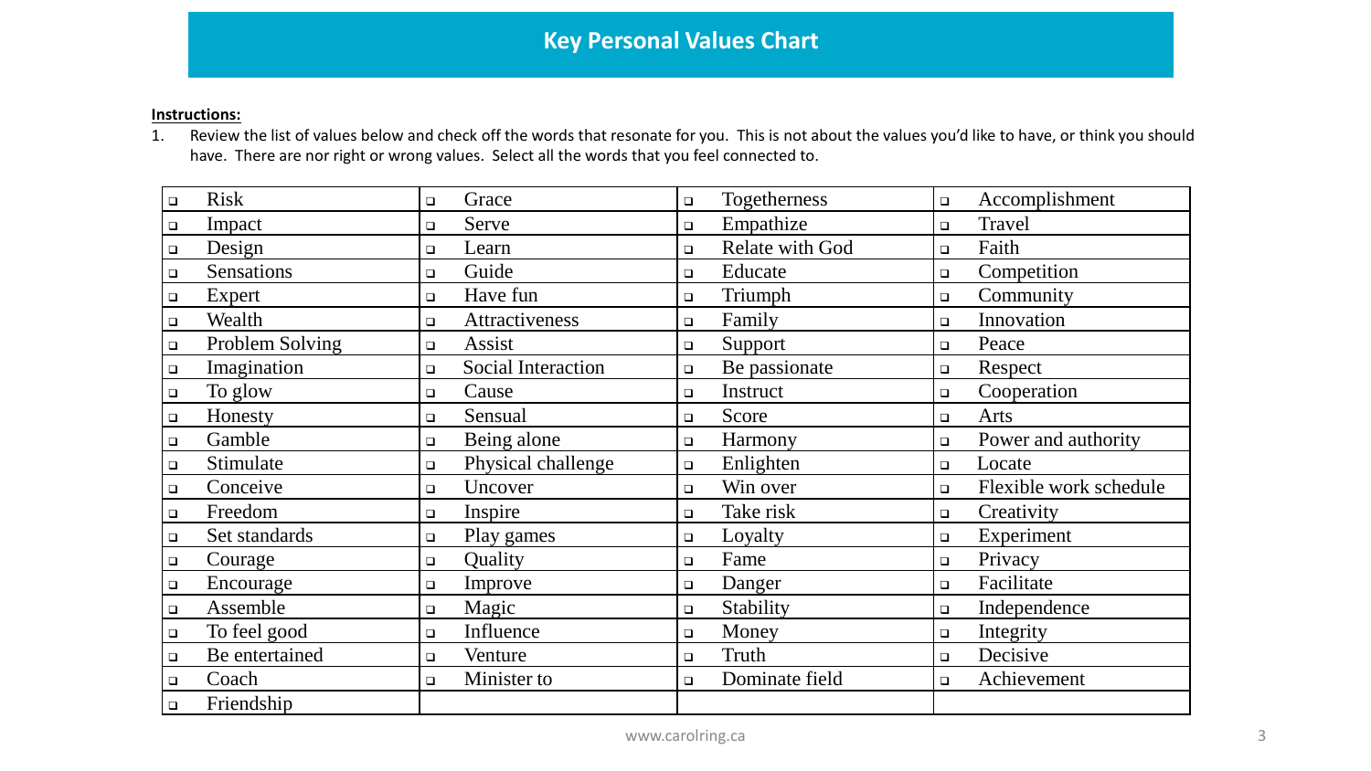# Key Personal Values Chart

**Instructions:**

1. Review the list of values below and check off the words that resonate for you. This is not about the values you'd like to have, or think you should have. There are nor right or wrong values. Select all the words that you feel connected to.

| | | | |
|---|---|---|---|
| ▫ Risk | ▫ Grace | ▫ Togetherness | ▫ Accomplishment |
| ▫ Impact | ▫ Serve | ▫ Empathize | ▫ Travel |
| ▫ Design | ▫ Learn | ▫ Relate with God | ▫ Faith |
| ▫ Sensations | ▫ Guide | ▫ Educate | ▫ Competition |
| ▫ Expert | ▫ Have fun | ▫ Triumph | ▫ Community |
| ▫ Wealth | ▫ Attractiveness | ▫ Family | ▫ Innovation |
| ▫ Problem Solving | ▫ Assist | ▫ Support | ▫ Peace |
| ▫ Imagination | ▫ Social Interaction | ▫ Be passionate | ▫ Respect |
| ▫ To glow | ▫ Cause | ▫ Instruct | ▫ Cooperation |
| ▫ Honesty | ▫ Sensual | ▫ Score | ▫ Arts |
| ▫ Gamble | ▫ Being alone | ▫ Harmony | ▫ Power and authority |
| ▫ Stimulate | ▫ Physical challenge | ▫ Enlighten | ▫ Locate |
| ▫ Conceive | ▫ Uncover | ▫ Win over | ▫ Flexible work schedule |
| ▫ Freedom | ▫ Inspire | ▫ Take risk | ▫ Creativity |
| ▫ Set standards | ▫ Play games | ▫ Loyalty | ▫ Experiment |
| ▫ Courage | ▫ Quality | ▫ Fame | ▫ Privacy |
| ▫ Encourage | ▫ Improve | ▫ Danger | ▫ Facilitate |
| ▫ Assemble | ▫ Magic | ▫ Stability | ▫ Independence |
| ▫ To feel good | ▫ Influence | ▫ Money | ▫ Integrity |
| ▫ Be entertained | ▫ Venture | ▫ Truth | ▫ Decisive |
| ▫ Coach | ▫ Minister to | ▫ Dominate field | ▫ Achievement |
| ▫ Friendship | | | |

www.carolring.ca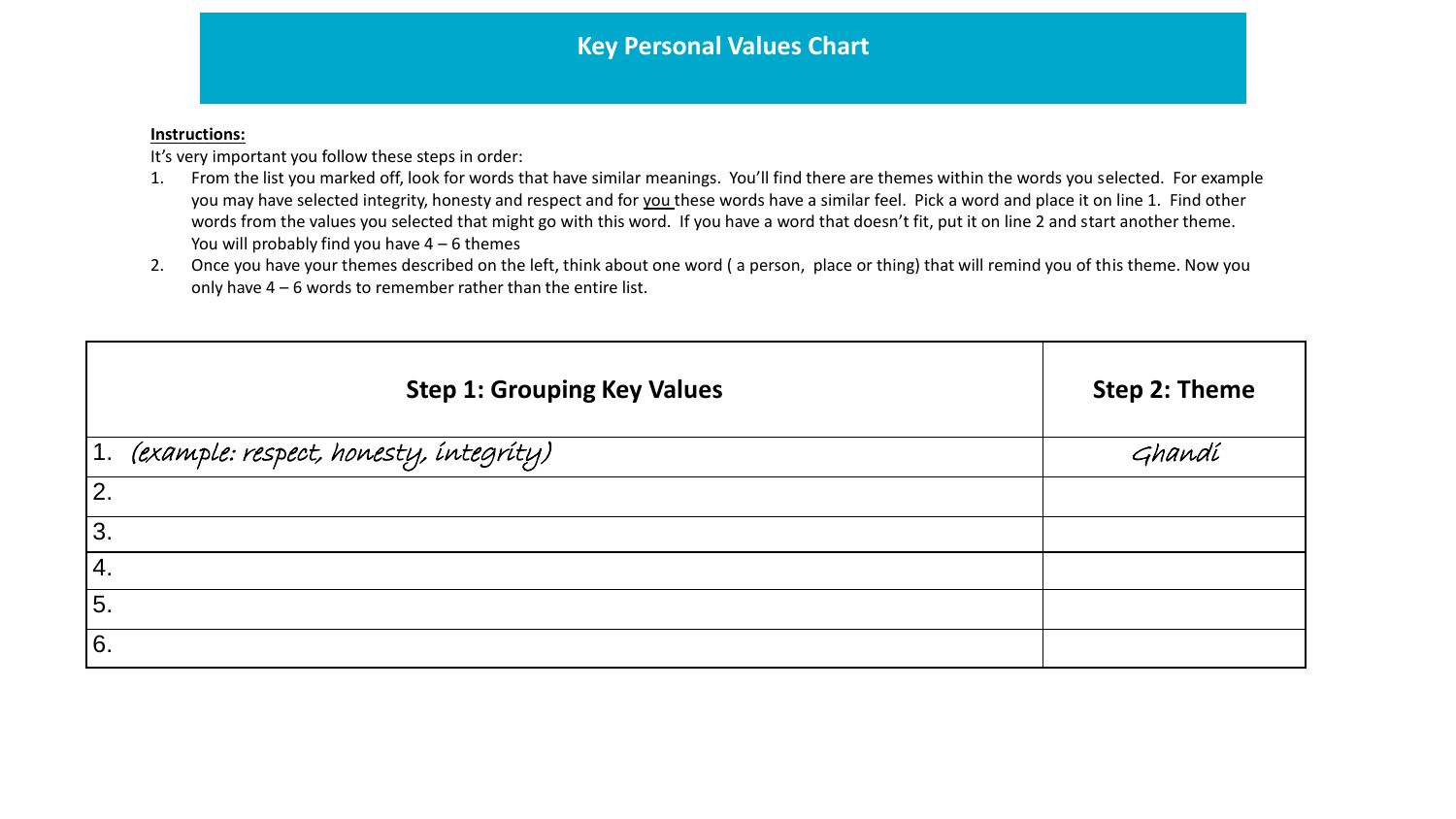# Key Personal Values Chart

**Instructions:**

It's very important you follow these steps in order:

1. From the list you marked off, look for words that have similar meanings. You'll find there are themes within the words you selected. For example you may have selected integrity, honesty and respect and for <u>you</u> these words have a similar feel. Pick a word and place it on line 1. Find other words from the values you selected that might go with this word. If you have a word that doesn't fit, put it on line 2 and start another theme. You will probably find you have 4 – 6 themes
2. Once you have your themes described on the left, think about one word ( a person, place or thing) that will remind you of this theme. Now you only have 4 – 6 words to remember rather than the entire list.

| Step 1: Grouping Key Values | Step 2: Theme |
|---|---|
| 1. *(example: respect, honesty, integrity)* | *Ghandi* |
| 2. | |
| 3. | |
| 4. | |
| 5. | |
| 6. | |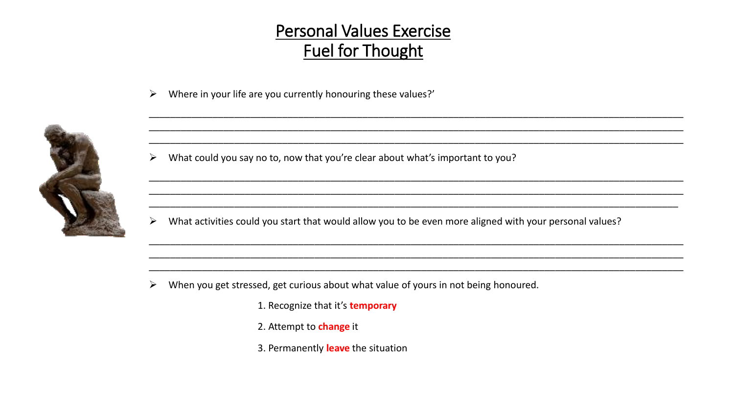# Personal Values Exercise
# Fuel for Thought

- Where in your life are you currently honouring these values?’

____________________________________________________________________________________________
____________________________________________________________________________________________
____________________________________________________________________________________________

- What could you say no to, now that you’re clear about what’s important to you?

____________________________________________________________________________________________
____________________________________________________________________________________________
____________________________________________________________________________________________

- What activities could you start that would allow you to be even more aligned with your personal values?

____________________________________________________________________________________________
____________________________________________________________________________________________
____________________________________________________________________________________________

- When you get stressed, get curious about what value of yours in not being honoured.

  1. Recognize that it’s **temporary**
  2. Attempt to **change** it
  3. Permanently **leave** the situation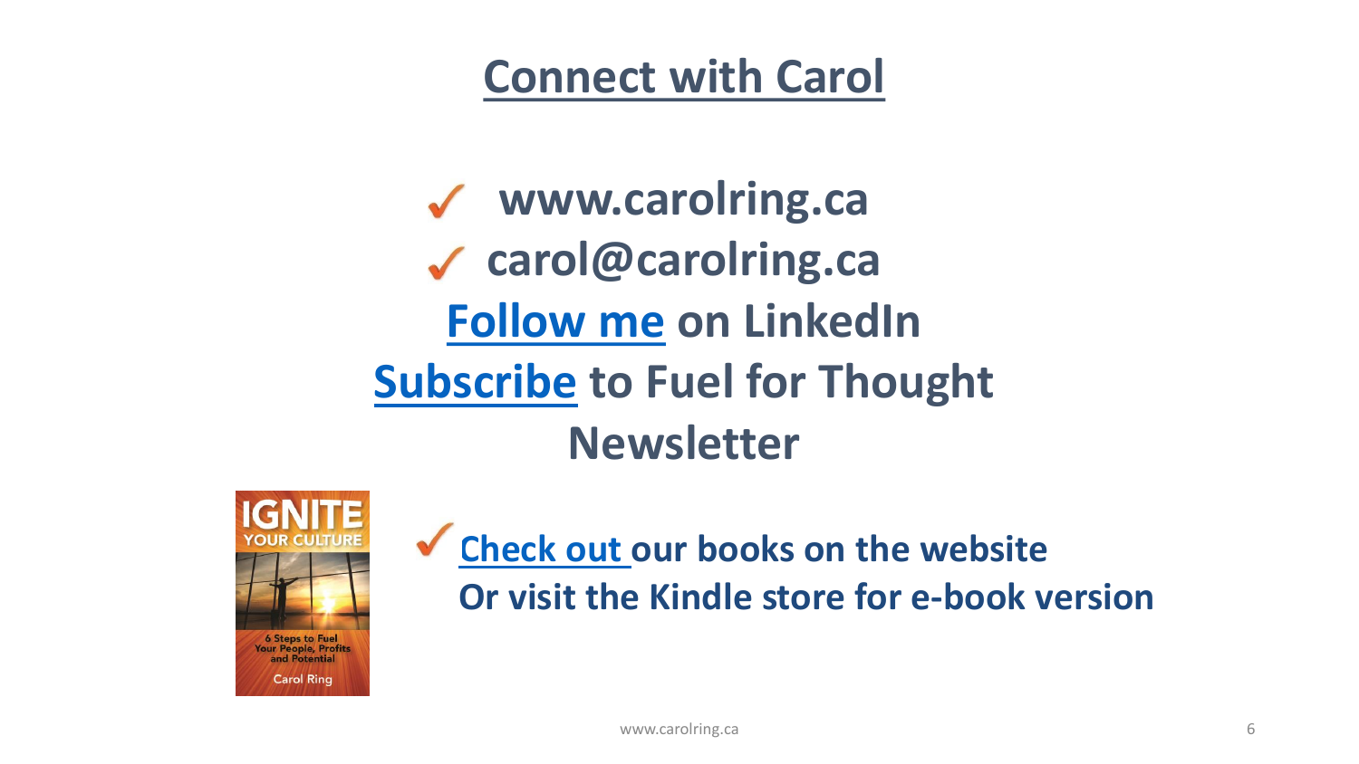# Connect with Carol

- **www.carolring.ca**
- **carol@carolring.ca**

**Follow me on LinkedIn**

**Subscribe to Fuel for Thought Newsletter**

- **Check out our books on the website**
  **Or visit the Kindle store for e-book version**